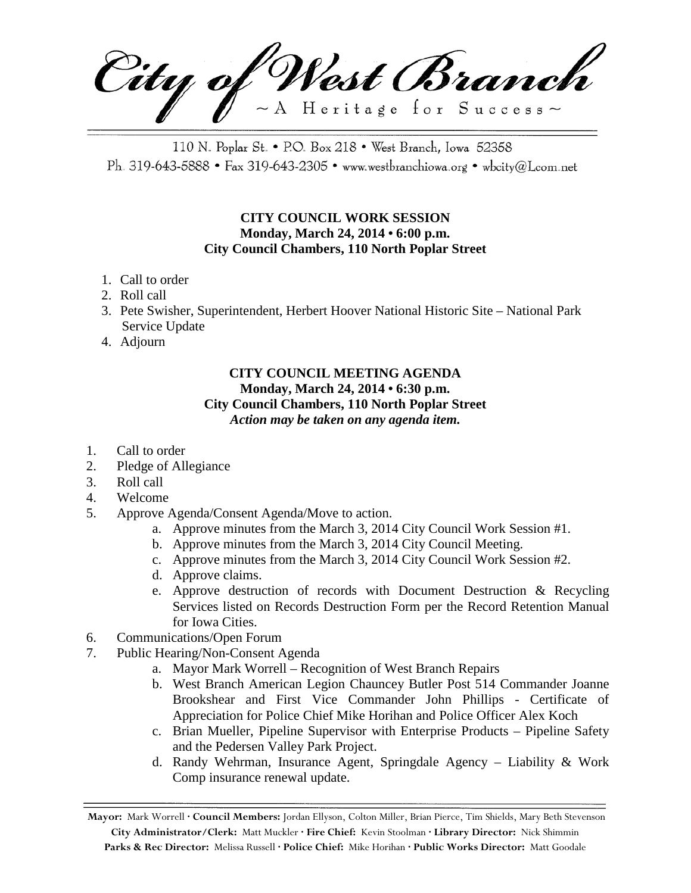# City of West Branch

~A Heritage for Success~

110 N. Poplar St. • P.O. Box 218 • West Branch, Iowa 52358
Ph. 319-643-5888 • Fax 319-643-2305 • www.westbranchiowa.org • wbcity@Lcom.net

**CITY COUNCIL WORK SESSION**
**Monday, March 24, 2014 • 6:00 p.m.**
**City Council Chambers, 110 North Poplar Street**

1. Call to order
2. Roll call
3. Pete Swisher, Superintendent, Herbert Hoover National Historic Site – National Park Service Update
4. Adjourn

**CITY COUNCIL MEETING AGENDA**
**Monday, March 24, 2014 • 6:30 p.m.**
**City Council Chambers, 110 North Poplar Street**
***Action may be taken on any agenda item.***

1. Call to order
2. Pledge of Allegiance
3. Roll call
4. Welcome
5. Approve Agenda/Consent Agenda/Move to action.
   a. Approve minutes from the March 3, 2014 City Council Work Session #1.
   b. Approve minutes from the March 3, 2014 City Council Meeting.
   c. Approve minutes from the March 3, 2014 City Council Work Session #2.
   d. Approve claims.
   e. Approve destruction of records with Document Destruction & Recycling Services listed on Records Destruction Form per the Record Retention Manual for Iowa Cities.
6. Communications/Open Forum
7. Public Hearing/Non-Consent Agenda
   a. Mayor Mark Worrell – Recognition of West Branch Repairs
   b. West Branch American Legion Chauncey Butler Post 514 Commander Joanne Brookshear and First Vice Commander John Phillips - Certificate of Appreciation for Police Chief Mike Horihan and Police Officer Alex Koch
   c. Brian Mueller, Pipeline Supervisor with Enterprise Products – Pipeline Safety and the Pedersen Valley Park Project.
   d. Randy Wehrman, Insurance Agent, Springdale Agency – Liability & Work Comp insurance renewal update.

**Mayor:** Mark Worrell · **Council Members:** Jordan Ellyson, Colton Miller, Brian Pierce, Tim Shields, Mary Beth Stevenson
**City Administrator/Clerk:** Matt Muckler · **Fire Chief:** Kevin Stoolman · **Library Director:** Nick Shimmin
**Parks & Rec Director:** Melissa Russell · **Police Chief:** Mike Horihan · **Public Works Director:** Matt Goodale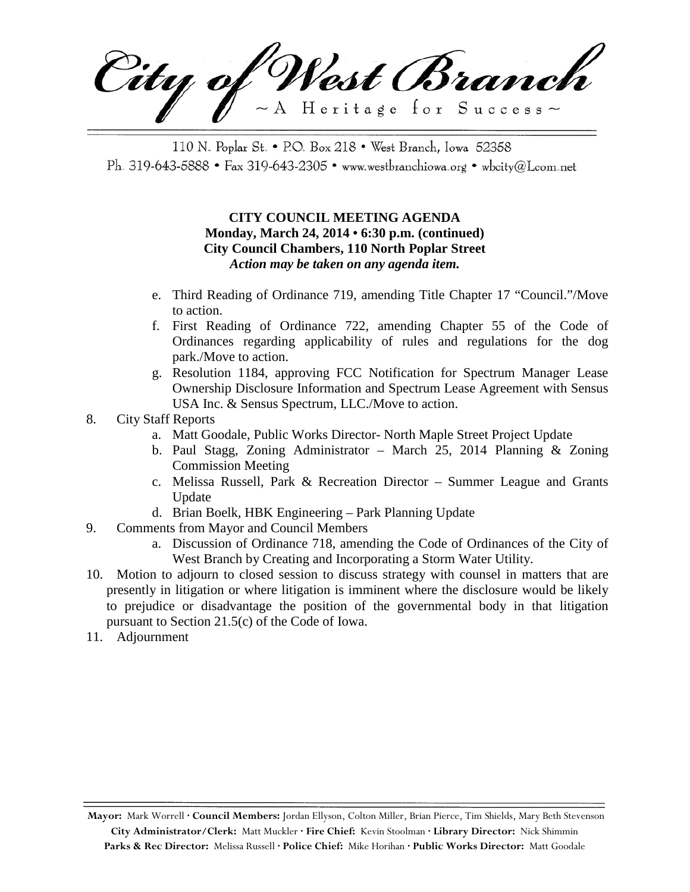City of West Branch

~ A Heritage for Success ~

110 N. Poplar St. • P.O. Box 218 • West Branch, Iowa 52358
Ph. 319-643-5888 • Fax 319-643-2305 • www.westbranchiowa.org • wbcity@Lcom.net

**CITY COUNCIL MEETING AGENDA**
**Monday, March 24, 2014 • 6:30 p.m. (continued)**
**City Council Chambers, 110 North Poplar Street**
***Action may be taken on any agenda item.***

   e. Third Reading of Ordinance 719, amending Title Chapter 17 “Council.”/Move to action.
   f. First Reading of Ordinance 722, amending Chapter 55 of the Code of Ordinances regarding applicability of rules and regulations for the dog park./Move to action.
   g. Resolution 1184, approving FCC Notification for Spectrum Manager Lease Ownership Disclosure Information and Spectrum Lease Agreement with Sensus USA Inc. & Sensus Spectrum, LLC./Move to action.

8. City Staff Reports
   a. Matt Goodale, Public Works Director- North Maple Street Project Update
   b. Paul Stagg, Zoning Administrator – March 25, 2014 Planning & Zoning Commission Meeting
   c. Melissa Russell, Park & Recreation Director – Summer League and Grants Update
   d. Brian Boelk, HBK Engineering – Park Planning Update
9. Comments from Mayor and Council Members
   a. Discussion of Ordinance 718, amending the Code of Ordinances of the City of West Branch by Creating and Incorporating a Storm Water Utility.
10. Motion to adjourn to closed session to discuss strategy with counsel in matters that are presently in litigation or where litigation is imminent where the disclosure would be likely to prejudice or disadvantage the position of the governmental body in that litigation pursuant to Section 21.5(c) of the Code of Iowa.
11. Adjournment

**Mayor:** Mark Worrell · **Council Members:** Jordan Ellyson, Colton Miller, Brian Pierce, Tim Shields, Mary Beth Stevenson
**City Administrator/Clerk:** Matt Muckler · **Fire Chief:** Kevin Stoolman · **Library Director:** Nick Shimmin
**Parks & Rec Director:** Melissa Russell · **Police Chief:** Mike Horihan · **Public Works Director:** Matt Goodale